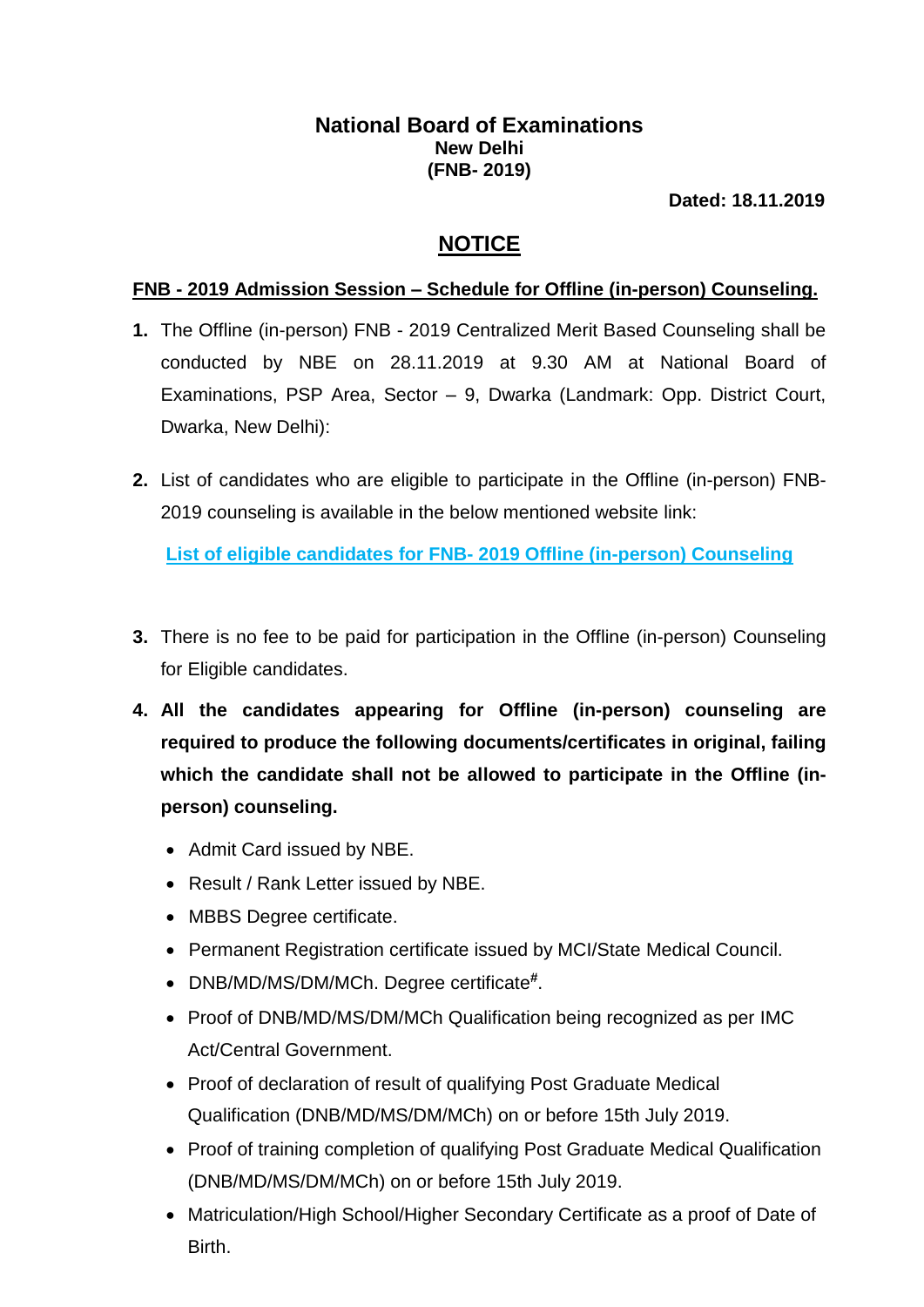# National Board of Examinations

**New Delhi**

**(FNB- 2019)**

**Dated: 18.11.2019**

## NOTICE

**FNB - 2019 Admission Session – Schedule for Offline (in-person) Counseling.**

1. The Offline (in-person) FNB - 2019 Centralized Merit Based Counseling shall be conducted by NBE on 28.11.2019 at 9.30 AM at National Board of Examinations, PSP Area, Sector – 9, Dwarka (Landmark: Opp. District Court, Dwarka, New Delhi):

2. List of candidates who are eligible to participate in the Offline (in-person) FNB-2019 counseling is available in the below mentioned website link:

   **List of eligible candidates for FNB- 2019 Offline (in-person) Counseling**

3. There is no fee to be paid for participation in the Offline (in-person) Counseling for Eligible candidates.

4. **All the candidates appearing for Offline (in-person) counseling are required to produce the following documents/certificates in original, failing which the candidate shall not be allowed to participate in the Offline (in-person) counseling.**
   - Admit Card issued by NBE.
   - Result / Rank Letter issued by NBE.
   - MBBS Degree certificate.
   - Permanent Registration certificate issued by MCI/State Medical Council.
   - DNB/MD/MS/DM/MCh. Degree certificate[#].
   - Proof of DNB/MD/MS/DM/MCh Qualification being recognized as per IMC Act/Central Government.
   - Proof of declaration of result of qualifying Post Graduate Medical Qualification (DNB/MD/MS/DM/MCh) on or before 15th July 2019.
   - Proof of training completion of qualifying Post Graduate Medical Qualification (DNB/MD/MS/DM/MCh) on or before 15th July 2019.
   - Matriculation/High School/Higher Secondary Certificate as a proof of Date of Birth.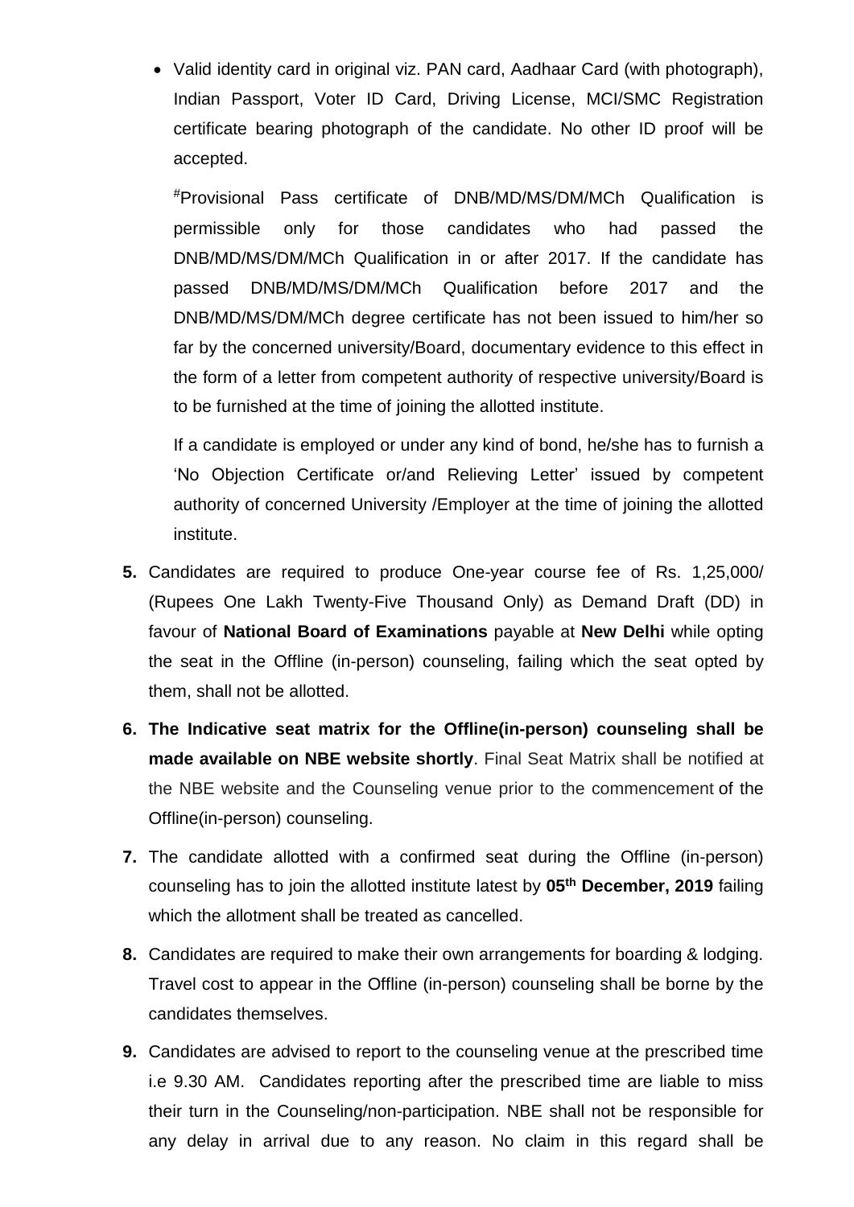- Valid identity card in original viz. PAN card, Aadhaar Card (with photograph), Indian Passport, Voter ID Card, Driving License, MCI/SMC Registration certificate bearing photograph of the candidate. No other ID proof will be accepted.

  [#]Provisional Pass certificate of DNB/MD/MS/DM/MCh Qualification is permissible only for those candidates who had passed the DNB/MD/MS/DM/MCh Qualification in or after 2017. If the candidate has passed DNB/MD/MS/DM/MCh Qualification before 2017 and the DNB/MD/MS/DM/MCh degree certificate has not been issued to him/her so far by the concerned university/Board, documentary evidence to this effect in the form of a letter from competent authority of respective university/Board is to be furnished at the time of joining the allotted institute.

  If a candidate is employed or under any kind of bond, he/she has to furnish a 'No Objection Certificate or/and Relieving Letter' issued by competent authority of concerned University /Employer at the time of joining the allotted institute.

5. Candidates are required to produce One-year course fee of Rs. 1,25,000/ (Rupees One Lakh Twenty-Five Thousand Only) as Demand Draft (DD) in favour of **National Board of Examinations** payable at **New Delhi** while opting the seat in the Offline (in-person) counseling, failing which the seat opted by them, shall not be allotted.
6. **The Indicative seat matrix for the Offline(in-person) counseling shall be made available on NBE website shortly**. Final Seat Matrix shall be notified at the NBE website and the Counseling venue prior to the commencement of the Offline(in-person) counseling.
7. The candidate allotted with a confirmed seat during the Offline (in-person) counseling has to join the allotted institute latest by **05th December, 2019** failing which the allotment shall be treated as cancelled.
8. Candidates are required to make their own arrangements for boarding & lodging. Travel cost to appear in the Offline (in-person) counseling shall be borne by the candidates themselves.
9. Candidates are advised to report to the counseling venue at the prescribed time i.e 9.30 AM. Candidates reporting after the prescribed time are liable to miss their turn in the Counseling/non-participation. NBE shall not be responsible for any delay in arrival due to any reason. No claim in this regard shall be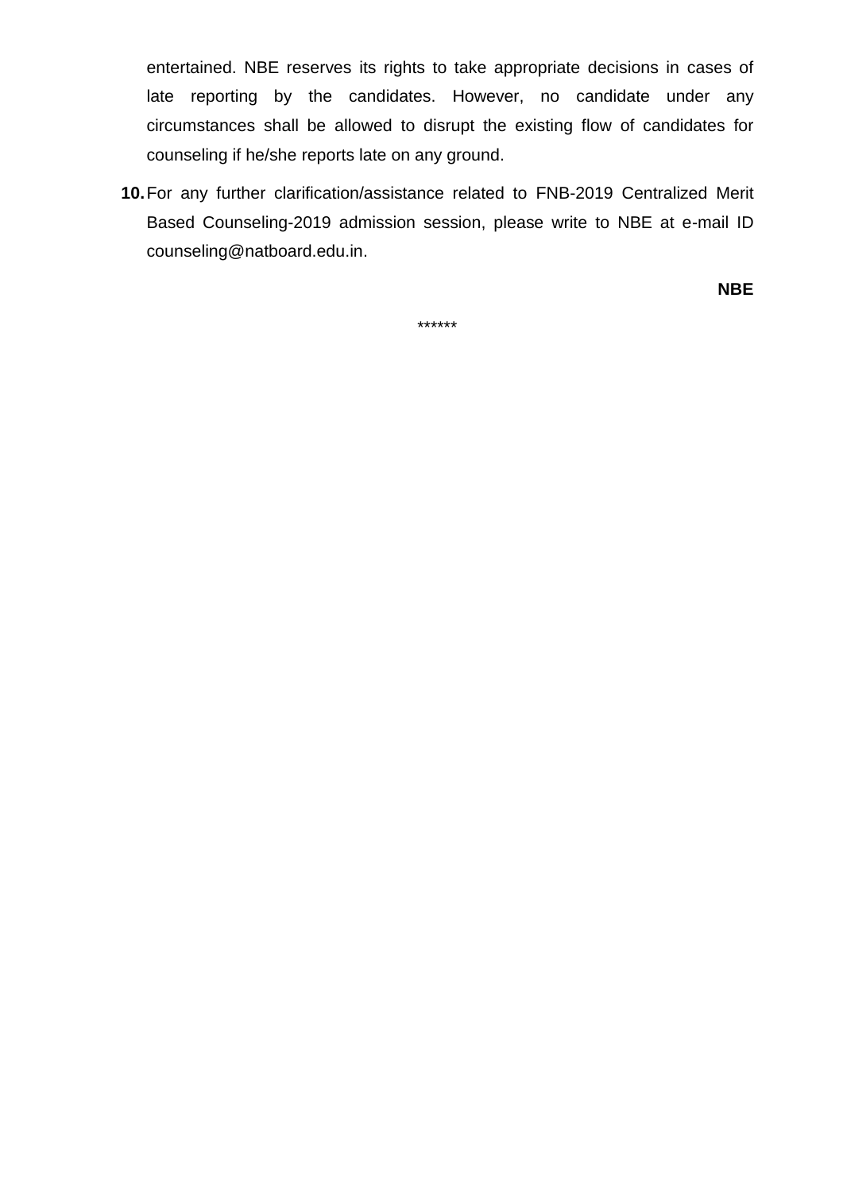entertained. NBE reserves its rights to take appropriate decisions in cases of late reporting by the candidates. However, no candidate under any circumstances shall be allowed to disrupt the existing flow of candidates for counseling if he/she reports late on any ground.

**10.** For any further clarification/assistance related to FNB-2019 Centralized Merit Based Counseling-2019 admission session, please write to NBE at e-mail ID counseling@natboard.edu.in.

**NBE**

******